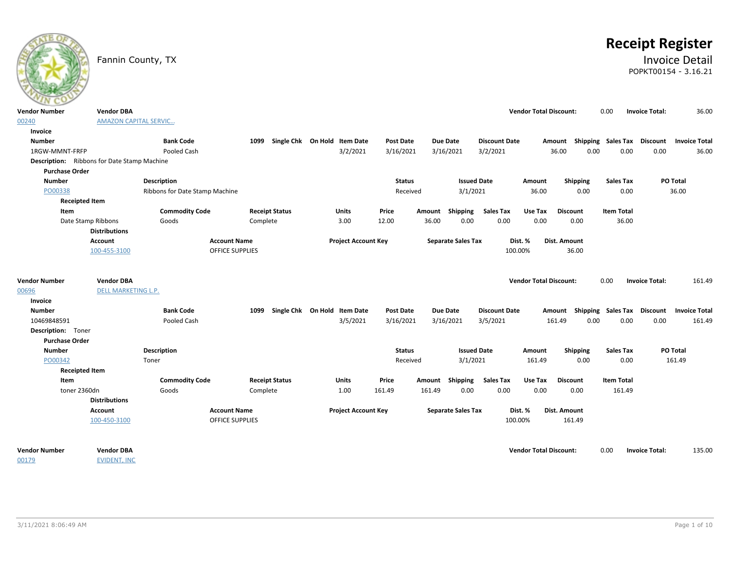Fannin County, TX

# Receipt Register

## Invoice Detail

POPKT00154 - 3.16.21

| Vendor Number | Vendor DBA | Vendor Total Discount: | Invoice Total: |
|---|---|---|---|
| 00240 | AMAZON CAPITAL SERVIC... | 0.00 | 36.00 |

**Invoice**

| Number | Bank Code | 1099 | Single Chk | On Hold | Item Date | Post Date | Due Date | Discount Date | Amount | Shipping | Sales Tax | Discount | Invoice Total |
|---|---|---|---|---|---|---|---|---|---|---|---|---|---|
| 1RGW-MMNT-FRFP | Pooled Cash | | | | 3/2/2021 | 3/16/2021 | 3/16/2021 | 3/2/2021 | 36.00 | 0.00 | 0.00 | 0.00 | 36.00 |

**Description:** Ribbons for Date Stamp Machine

**Purchase Order**

| Number | Description | Status | Issued Date | Amount | Shipping | Sales Tax | PO Total |
|---|---|---|---|---|---|---|---|
| PO00338 | Ribbons for Date Stamp Machine | Received | 3/1/2021 | 36.00 | 0.00 | 0.00 | 36.00 |

**Receipted Item**

| Item | Commodity Code | Receipt Status | Units | Price | Amount | Shipping | Sales Tax | Use Tax | Discount | Item Total |
|---|---|---|---|---|---|---|---|---|---|---|
| Date Stamp Ribbons | Goods | Complete | 3.00 | 12.00 | 36.00 | 0.00 | 0.00 | 0.00 | 0.00 | 36.00 |

**Distributions**

| Account | Account Name | Project Account Key | Separate Sales Tax | Dist. % | Dist. Amount |
|---|---|---|---|---|---|
| 100-455-3100 | OFFICE SUPPLIES | | | 100.00% | 36.00 |

| Vendor Number | Vendor DBA | Vendor Total Discount: | Invoice Total: |
|---|---|---|---|
| 00696 | DELL MARKETING L.P. | 0.00 | 161.49 |

**Invoice**

| Number | Bank Code | 1099 | Single Chk | On Hold | Item Date | Post Date | Due Date | Discount Date | Amount | Shipping | Sales Tax | Discount | Invoice Total |
|---|---|---|---|---|---|---|---|---|---|---|---|---|---|
| 10469848591 | Pooled Cash | | | | 3/5/2021 | 3/16/2021 | 3/16/2021 | 3/5/2021 | 161.49 | 0.00 | 0.00 | 0.00 | 161.49 |

**Description:** Toner

**Purchase Order**

| Number | Description | Status | Issued Date | Amount | Shipping | Sales Tax | PO Total |
|---|---|---|---|---|---|---|---|
| PO00342 | Toner | Received | 3/1/2021 | 161.49 | 0.00 | 0.00 | 161.49 |

**Receipted Item**

| Item | Commodity Code | Receipt Status | Units | Price | Amount | Shipping | Sales Tax | Use Tax | Discount | Item Total |
|---|---|---|---|---|---|---|---|---|---|---|
| toner 2360dn | Goods | Complete | 1.00 | 161.49 | 161.49 | 0.00 | 0.00 | 0.00 | 0.00 | 161.49 |

**Distributions**

| Account | Account Name | Project Account Key | Separate Sales Tax | Dist. % | Dist. Amount |
|---|---|---|---|---|---|
| 100-450-3100 | OFFICE SUPPLIES | | | 100.00% | 161.49 |

| Vendor Number | Vendor DBA | Vendor Total Discount: | Invoice Total: |
|---|---|---|---|
| 00179 | EVIDENT, INC | 0.00 | 135.00 |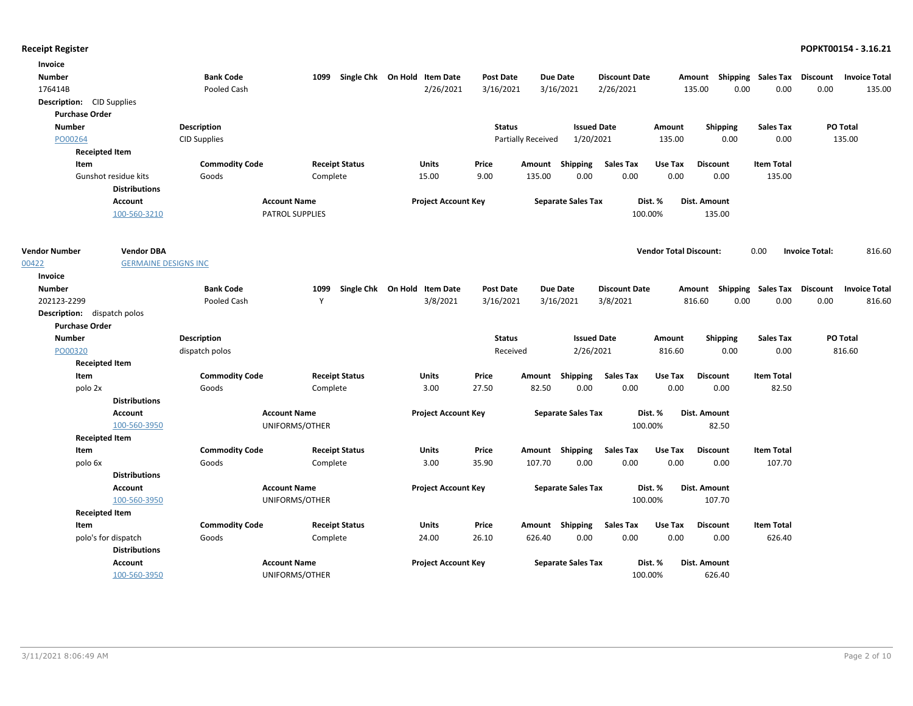## Receipt Register

**Invoice**

| Number | Bank Code | 1099 | Single Chk | On Hold | Item Date | Post Date | Due Date | Discount Date | Amount | Shipping | Sales Tax | Discount | Invoice Total |
|---|---|---|---|---|---|---|---|---|---|---|---|---|---|
| 176414B | Pooled Cash | | | | 2/26/2021 | 3/16/2021 | 3/16/2021 | 2/26/2021 | 135.00 | 0.00 | 0.00 | 0.00 | 135.00 |

**Description:** CID Supplies

**Purchase Order**

| Number | Description | Status | Issued Date | Amount | Shipping | Sales Tax | PO Total |
|---|---|---|---|---|---|---|---|
| PO00264 | CID Supplies | Partially Received | 1/20/2021 | 135.00 | 0.00 | 0.00 | 135.00 |

**Receipted Item**

| Item | Commodity Code | Receipt Status | Units | Price | Amount | Shipping | Sales Tax | Use Tax | Discount | Item Total |
|---|---|---|---|---|---|---|---|---|---|---|
| Gunshot residue kits | Goods | Complete | 15.00 | 9.00 | 135.00 | 0.00 | 0.00 | 0.00 | 0.00 | 135.00 |

**Distributions**

| Account | Account Name | Project Account Key | Separate Sales Tax | Dist. % | Dist. Amount |
|---|---|---|---|---|---|
| 100-560-3210 | PATROL SUPPLIES | | | 100.00% | 135.00 |

| Vendor Number | Vendor DBA | Vendor Total Discount: | 0.00 | Invoice Total: | 816.60 |
|---|---|---|---|---|---|
| 00422 | GERMAINE DESIGNS INC | | | | |

**Invoice**

| Number | Bank Code | 1099 | Single Chk | On Hold | Item Date | Post Date | Due Date | Discount Date | Amount | Shipping | Sales Tax | Discount | Invoice Total |
|---|---|---|---|---|---|---|---|---|---|---|---|---|---|
| 202123-2299 | Pooled Cash | Y | | | 3/8/2021 | 3/16/2021 | 3/16/2021 | 3/8/2021 | 816.60 | 0.00 | 0.00 | 0.00 | 816.60 |

**Description:** dispatch polos

**Purchase Order**

| Number | Description | Status | Issued Date | Amount | Shipping | Sales Tax | PO Total |
|---|---|---|---|---|---|---|---|
| PO00320 | dispatch polos | Received | 2/26/2021 | 816.60 | 0.00 | 0.00 | 816.60 |

**Receipted Item**

| Item | Commodity Code | Receipt Status | Units | Price | Amount | Shipping | Sales Tax | Use Tax | Discount | Item Total |
|---|---|---|---|---|---|---|---|---|---|---|
| polo 2x | Goods | Complete | 3.00 | 27.50 | 82.50 | 0.00 | 0.00 | 0.00 | 0.00 | 82.50 |

**Distributions**

| Account | Account Name | Project Account Key | Separate Sales Tax | Dist. % | Dist. Amount |
|---|---|---|---|---|---|
| 100-560-3950 | UNIFORMS/OTHER | | | 100.00% | 82.50 |

**Receipted Item**

| Item | Commodity Code | Receipt Status | Units | Price | Amount | Shipping | Sales Tax | Use Tax | Discount | Item Total |
|---|---|---|---|---|---|---|---|---|---|---|
| polo 6x | Goods | Complete | 3.00 | 35.90 | 107.70 | 0.00 | 0.00 | 0.00 | 0.00 | 107.70 |

**Distributions**

| Account | Account Name | Project Account Key | Separate Sales Tax | Dist. % | Dist. Amount |
|---|---|---|---|---|---|
| 100-560-3950 | UNIFORMS/OTHER | | | 100.00% | 107.70 |

**Receipted Item**

| Item | Commodity Code | Receipt Status | Units | Price | Amount | Shipping | Sales Tax | Use Tax | Discount | Item Total |
|---|---|---|---|---|---|---|---|---|---|---|
| polo's for dispatch | Goods | Complete | 24.00 | 26.10 | 626.40 | 0.00 | 0.00 | 0.00 | 0.00 | 626.40 |

**Distributions**

| Account | Account Name | Project Account Key | Separate Sales Tax | Dist. % | Dist. Amount |
|---|---|---|---|---|---|
| 100-560-3950 | UNIFORMS/OTHER | | | 100.00% | 626.40 |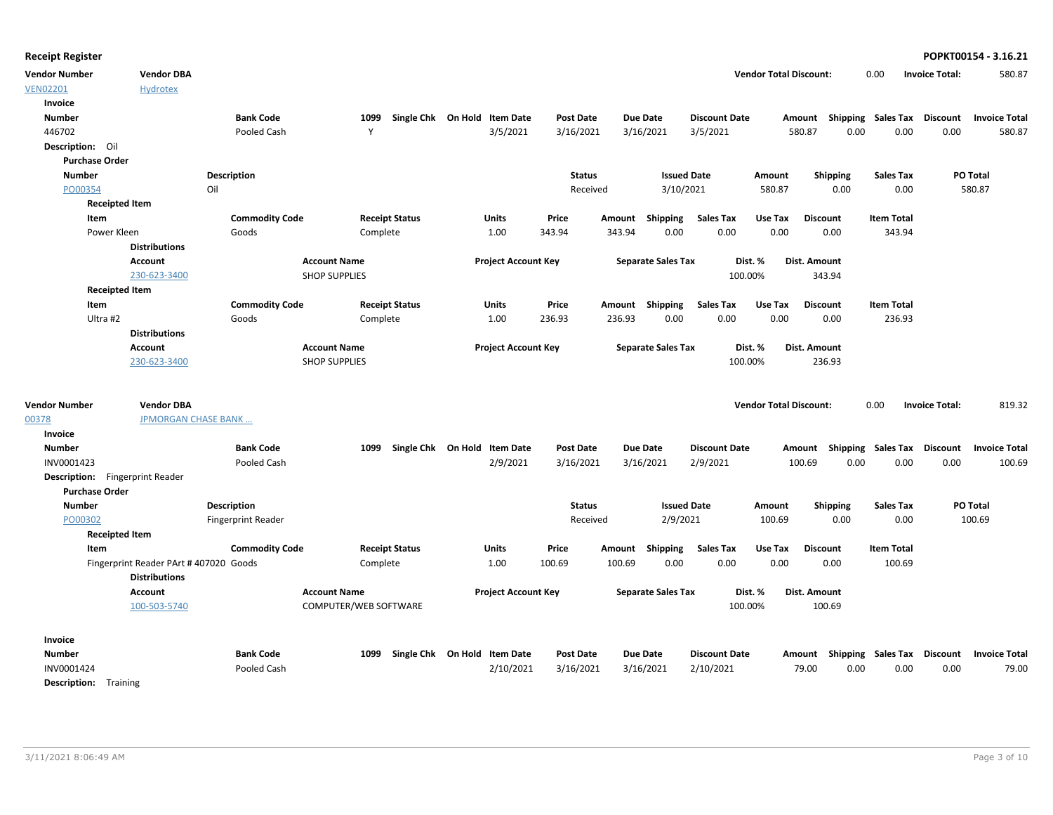**Receipt Register** — **POPKT00154 - 3.16.21**

| Vendor Number | Vendor DBA | Vendor Total Discount: | Invoice Total: |
|---|---|---|---|
| VEN02201 | Hydrotex | 0.00 | 580.87 |

**Invoice**

| Number | Bank Code | 1099 | Single Chk | On Hold | Item Date | Post Date | Due Date | Discount Date | Amount | Shipping | Sales Tax | Discount | Invoice Total |
|---|---|---|---|---|---|---|---|---|---|---|---|---|---|
| 446702 | Pooled Cash | Y | | | 3/5/2021 | 3/16/2021 | 3/16/2021 | 3/5/2021 | 580.87 | 0.00 | 0.00 | 0.00 | 580.87 |

**Description:** Oil

**Purchase Order**

| Number | Description | Status | Issued Date | Amount | Shipping | Sales Tax | PO Total |
|---|---|---|---|---|---|---|---|
| PO00354 | Oil | Received | 3/10/2021 | 580.87 | 0.00 | 0.00 | 580.87 |

**Receipted Item**

| Item | Commodity Code | Receipt Status | Units | Price | Amount | Shipping | Sales Tax | Use Tax | Discount | Item Total |
|---|---|---|---|---|---|---|---|---|---|---|
| Power Kleen | Goods | Complete | 1.00 | 343.94 | 343.94 | 0.00 | 0.00 | 0.00 | 0.00 | 343.94 |

**Distributions**

| Account | Account Name | Project Account Key | Separate Sales Tax | Dist. % | Dist. Amount |
|---|---|---|---|---|---|
| 230-623-3400 | SHOP SUPPLIES | | | 100.00% | 343.94 |

**Receipted Item**

| Item | Commodity Code | Receipt Status | Units | Price | Amount | Shipping | Sales Tax | Use Tax | Discount | Item Total |
|---|---|---|---|---|---|---|---|---|---|---|
| Ultra #2 | Goods | Complete | 1.00 | 236.93 | 236.93 | 0.00 | 0.00 | 0.00 | 0.00 | 236.93 |

**Distributions**

| Account | Account Name | Project Account Key | Separate Sales Tax | Dist. % | Dist. Amount |
|---|---|---|---|---|---|
| 230-623-3400 | SHOP SUPPLIES | | | 100.00% | 236.93 |

| Vendor Number | Vendor DBA | Vendor Total Discount: | Invoice Total: |
|---|---|---|---|
| 00378 | JPMORGAN CHASE BANK ... | 0.00 | 819.32 |

**Invoice**

| Number | Bank Code | 1099 | Single Chk | On Hold | Item Date | Post Date | Due Date | Discount Date | Amount | Shipping | Sales Tax | Discount | Invoice Total |
|---|---|---|---|---|---|---|---|---|---|---|---|---|---|
| INV0001423 | Pooled Cash | | | | 2/9/2021 | 3/16/2021 | 3/16/2021 | 2/9/2021 | 100.69 | 0.00 | 0.00 | 0.00 | 100.69 |

**Description:** Fingerprint Reader

**Purchase Order**

| Number | Description | Status | Issued Date | Amount | Shipping | Sales Tax | PO Total |
|---|---|---|---|---|---|---|---|
| PO00302 | Fingerprint Reader | Received | 2/9/2021 | 100.69 | 0.00 | 0.00 | 100.69 |

**Receipted Item**

| Item | Commodity Code | Receipt Status | Units | Price | Amount | Shipping | Sales Tax | Use Tax | Discount | Item Total |
|---|---|---|---|---|---|---|---|---|---|---|
| Fingerprint Reader PArt # 407020 | Goods | Complete | 1.00 | 100.69 | 100.69 | 0.00 | 0.00 | 0.00 | 0.00 | 100.69 |

**Distributions**

| Account | Account Name | Project Account Key | Separate Sales Tax | Dist. % | Dist. Amount |
|---|---|---|---|---|---|
| 100-503-5740 | COMPUTER/WEB SOFTWARE | | | 100.00% | 100.69 |

**Invoice**

| Number | Bank Code | 1099 | Single Chk | On Hold | Item Date | Post Date | Due Date | Discount Date | Amount | Shipping | Sales Tax | Discount | Invoice Total |
|---|---|---|---|---|---|---|---|---|---|---|---|---|---|
| INV0001424 | Pooled Cash | | | | 2/10/2021 | 3/16/2021 | 3/16/2021 | 2/10/2021 | 79.00 | 0.00 | 0.00 | 0.00 | 79.00 |

**Description:** Training

3/11/2021 8:06:49 AM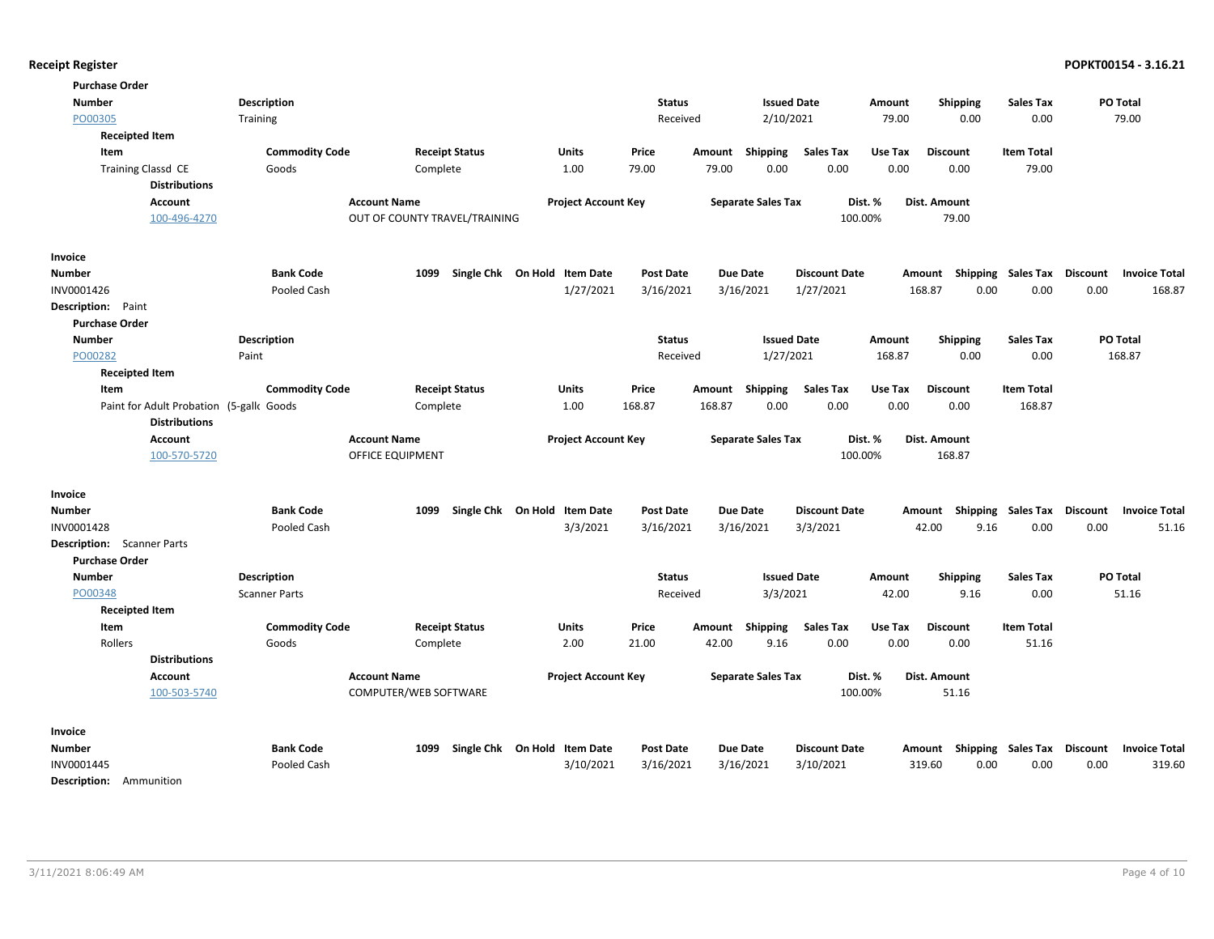**Purchase Order**

| Number | Description | Status | Issued Date | Amount | Shipping | Sales Tax | PO Total |
|---|---|---|---|---|---|---|---|
| PO00305 | Training | Received | 2/10/2021 | 79.00 | 0.00 | 0.00 | 79.00 |

**Receipted Item**

| Item | Commodity Code | Receipt Status | Units | Price | Amount | Shipping | Sales Tax | Use Tax | Discount | Item Total |
|---|---|---|---|---|---|---|---|---|---|---|
| Training Classd CE | Goods | Complete | 1.00 | 79.00 | 79.00 | 0.00 | 0.00 | 0.00 | 0.00 | 79.00 |

**Distributions**

| Account | Account Name | Project Account Key | Separate Sales Tax | Dist. % | Dist. Amount |
|---|---|---|---|---|---|
| 100-496-4270 | OUT OF COUNTY TRAVEL/TRAINING | | | 100.00% | 79.00 |

**Invoice**

| Number | Bank Code | 1099 | Single Chk | On Hold | Item Date | Post Date | Due Date | Discount Date | Amount | Shipping | Sales Tax | Discount | Invoice Total |
|---|---|---|---|---|---|---|---|---|---|---|---|---|---|
| INV0001426 | Pooled Cash | | | | 1/27/2021 | 3/16/2021 | 3/16/2021 | 1/27/2021 | 168.87 | 0.00 | 0.00 | 0.00 | 168.87 |

**Description:** Paint

**Purchase Order**

| Number | Description | Status | Issued Date | Amount | Shipping | Sales Tax | PO Total |
|---|---|---|---|---|---|---|---|
| PO00282 | Paint | Received | 1/27/2021 | 168.87 | 0.00 | 0.00 | 168.87 |

**Receipted Item**

| Item | Commodity Code | Receipt Status | Units | Price | Amount | Shipping | Sales Tax | Use Tax | Discount | Item Total |
|---|---|---|---|---|---|---|---|---|---|---|
| Paint for Adult Probation (5-gall | Goods | Complete | 1.00 | 168.87 | 168.87 | 0.00 | 0.00 | 0.00 | 0.00 | 168.87 |

**Distributions**

| Account | Account Name | Project Account Key | Separate Sales Tax | Dist. % | Dist. Amount |
|---|---|---|---|---|---|
| 100-570-5720 | OFFICE EQUIPMENT | | | 100.00% | 168.87 |

**Invoice**

| Number | Bank Code | 1099 | Single Chk | On Hold | Item Date | Post Date | Due Date | Discount Date | Amount | Shipping | Sales Tax | Discount | Invoice Total |
|---|---|---|---|---|---|---|---|---|---|---|---|---|---|
| INV0001428 | Pooled Cash | | | | 3/3/2021 | 3/16/2021 | 3/16/2021 | 3/3/2021 | 42.00 | 9.16 | 0.00 | 0.00 | 51.16 |

**Description:** Scanner Parts

**Purchase Order**

| Number | Description | Status | Issued Date | Amount | Shipping | Sales Tax | PO Total |
|---|---|---|---|---|---|---|---|
| PO00348 | Scanner Parts | Received | 3/3/2021 | 42.00 | 9.16 | 0.00 | 51.16 |

**Receipted Item**

| Item | Commodity Code | Receipt Status | Units | Price | Amount | Shipping | Sales Tax | Use Tax | Discount | Item Total |
|---|---|---|---|---|---|---|---|---|---|---|
| Rollers | Goods | Complete | 2.00 | 21.00 | 42.00 | 9.16 | 0.00 | 0.00 | 0.00 | 51.16 |

**Distributions**

| Account | Account Name | Project Account Key | Separate Sales Tax | Dist. % | Dist. Amount |
|---|---|---|---|---|---|
| 100-503-5740 | COMPUTER/WEB SOFTWARE | | | 100.00% | 51.16 |

**Invoice**

| Number | Bank Code | 1099 | Single Chk | On Hold | Item Date | Post Date | Due Date | Discount Date | Amount | Shipping | Sales Tax | Discount | Invoice Total |
|---|---|---|---|---|---|---|---|---|---|---|---|---|---|
| INV0001445 | Pooled Cash | | | | 3/10/2021 | 3/16/2021 | 3/16/2021 | 3/10/2021 | 319.60 | 0.00 | 0.00 | 0.00 | 319.60 |

**Description:** Ammunition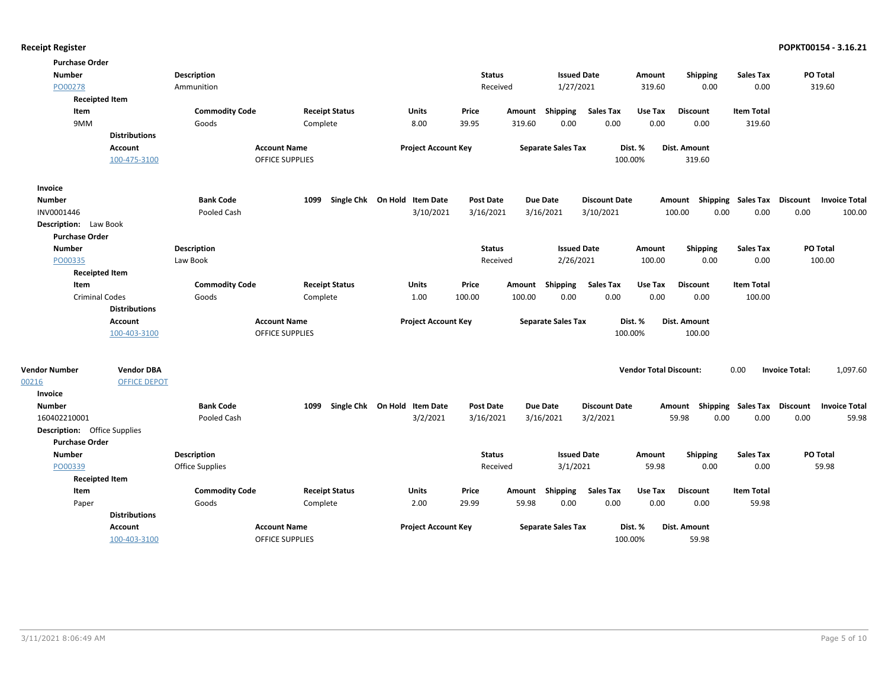**Receipt Register** **POPKT00154 - 3.16.21**

**Purchase Order**

| Number | Description | Status | Issued Date | Amount | Shipping | Sales Tax | PO Total |
|---|---|---|---|---|---|---|---|
| PO00278 | Ammunition | Received | 1/27/2021 | 319.60 | 0.00 | 0.00 | 319.60 |

**Receipted Item**

| Item | Commodity Code | Receipt Status | Units | Price | Amount | Shipping | Sales Tax | Use Tax | Discount | Item Total |
|---|---|---|---|---|---|---|---|---|---|---|
| 9MM | Goods | Complete | 8.00 | 39.95 | 319.60 | 0.00 | 0.00 | 0.00 | 0.00 | 319.60 |

**Distributions**

| Account | Account Name | Project Account Key | Separate Sales Tax | Dist. % | Dist. Amount |
|---|---|---|---|---|---|
| 100-475-3100 | OFFICE SUPPLIES | | | 100.00% | 319.60 |

**Invoice**

| Number | Bank Code | 1099 | Single Chk | On Hold | Item Date | Post Date | Due Date | Discount Date | Amount | Shipping | Sales Tax | Discount | Invoice Total |
|---|---|---|---|---|---|---|---|---|---|---|---|---|---|
| INV0001446 | Pooled Cash | | | | 3/10/2021 | 3/16/2021 | 3/16/2021 | 3/10/2021 | 100.00 | 0.00 | 0.00 | 0.00 | 100.00 |

**Description:** Law Book

**Purchase Order**

| Number | Description | Status | Issued Date | Amount | Shipping | Sales Tax | PO Total |
|---|---|---|---|---|---|---|---|
| PO00335 | Law Book | Received | 2/26/2021 | 100.00 | 0.00 | 0.00 | 100.00 |

**Receipted Item**

| Item | Commodity Code | Receipt Status | Units | Price | Amount | Shipping | Sales Tax | Use Tax | Discount | Item Total |
|---|---|---|---|---|---|---|---|---|---|---|
| Criminal Codes | Goods | Complete | 1.00 | 100.00 | 100.00 | 0.00 | 0.00 | 0.00 | 0.00 | 100.00 |

**Distributions**

| Account | Account Name | Project Account Key | Separate Sales Tax | Dist. % | Dist. Amount |
|---|---|---|---|---|---|
| 100-403-3100 | OFFICE SUPPLIES | | | 100.00% | 100.00 |

| Vendor Number | Vendor DBA | | | | |
|---|---|---|---|---|---|
| 00216 | OFFICE DEPOT | **Vendor Total Discount:** | 0.00 | **Invoice Total:** | 1,097.60 |

**Invoice**

| Number | Bank Code | 1099 | Single Chk | On Hold | Item Date | Post Date | Due Date | Discount Date | Amount | Shipping | Sales Tax | Discount | Invoice Total |
|---|---|---|---|---|---|---|---|---|---|---|---|---|---|
| 160402210001 | Pooled Cash | | | | 3/2/2021 | 3/16/2021 | 3/16/2021 | 3/2/2021 | 59.98 | 0.00 | 0.00 | 0.00 | 59.98 |

**Description:** Office Supplies

**Purchase Order**

| Number | Description | Status | Issued Date | Amount | Shipping | Sales Tax | PO Total |
|---|---|---|---|---|---|---|---|
| PO00339 | Office Supplies | Received | 3/1/2021 | 59.98 | 0.00 | 0.00 | 59.98 |

**Receipted Item**

| Item | Commodity Code | Receipt Status | Units | Price | Amount | Shipping | Sales Tax | Use Tax | Discount | Item Total |
|---|---|---|---|---|---|---|---|---|---|---|
| Paper | Goods | Complete | 2.00 | 29.99 | 59.98 | 0.00 | 0.00 | 0.00 | 0.00 | 59.98 |

**Distributions**

| Account | Account Name | Project Account Key | Separate Sales Tax | Dist. % | Dist. Amount |
|---|---|---|---|---|---|
| 100-403-3100 | OFFICE SUPPLIES | | | 100.00% | 59.98 |

3/11/2021 8:06:49 AM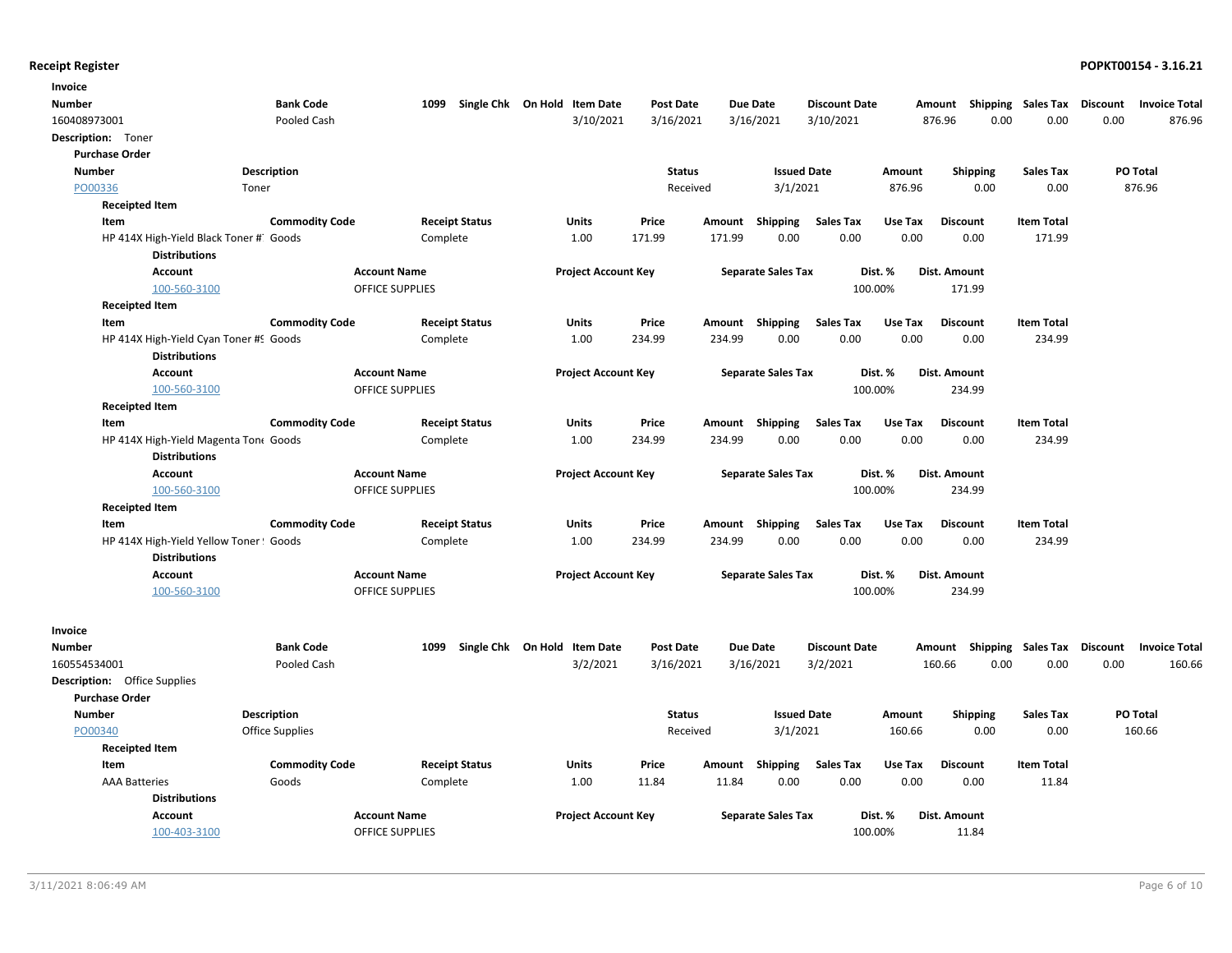## Receipt Register

**POPKT00154 - 3.16.21**

### Invoice

| Number | Bank Code | 1099 | Single Chk | On Hold | Item Date | Post Date | Due Date | Discount Date | Amount | Shipping | Sales Tax | Discount | Invoice Total |
|---|---|---|---|---|---|---|---|---|---|---|---|---|---|
| 160408973001 | Pooled Cash | | | | 3/10/2021 | 3/16/2021 | 3/16/2021 | 3/10/2021 | 876.96 | 0.00 | 0.00 | 0.00 | 876.96 |

**Description:** Toner

**Purchase Order**

| Number | Description | Status | Issued Date | Amount | Shipping | Sales Tax | PO Total |
|---|---|---|---|---|---|---|---|
| PO00336 | Toner | Received | 3/1/2021 | 876.96 | 0.00 | 0.00 | 876.96 |

**Receipted Item**

| Item | Commodity Code | Receipt Status | Units | Price | Amount | Shipping | Sales Tax | Use Tax | Discount | Item Total |
|---|---|---|---|---|---|---|---|---|---|---|
| HP 414X High-Yield Black Toner #' | Goods | Complete | 1.00 | 171.99 | 171.99 | 0.00 | 0.00 | 0.00 | 0.00 | 171.99 |

**Distributions**

| Account | Account Name | Project Account Key | Separate Sales Tax | Dist. % | Dist. Amount |
|---|---|---|---|---|---|
| 100-560-3100 | OFFICE SUPPLIES | | | 100.00% | 171.99 |

**Receipted Item**

| Item | Commodity Code | Receipt Status | Units | Price | Amount | Shipping | Sales Tax | Use Tax | Discount | Item Total |
|---|---|---|---|---|---|---|---|---|---|---|
| HP 414X High-Yield Cyan Toner #! | Goods | Complete | 1.00 | 234.99 | 234.99 | 0.00 | 0.00 | 0.00 | 0.00 | 234.99 |

**Distributions**

| Account | Account Name | Project Account Key | Separate Sales Tax | Dist. % | Dist. Amount |
|---|---|---|---|---|---|
| 100-560-3100 | OFFICE SUPPLIES | | | 100.00% | 234.99 |

**Receipted Item**

| Item | Commodity Code | Receipt Status | Units | Price | Amount | Shipping | Sales Tax | Use Tax | Discount | Item Total |
|---|---|---|---|---|---|---|---|---|---|---|
| HP 414X High-Yield Magenta Tone | Goods | Complete | 1.00 | 234.99 | 234.99 | 0.00 | 0.00 | 0.00 | 0.00 | 234.99 |

**Distributions**

| Account | Account Name | Project Account Key | Separate Sales Tax | Dist. % | Dist. Amount |
|---|---|---|---|---|---|
| 100-560-3100 | OFFICE SUPPLIES | | | 100.00% | 234.99 |

**Receipted Item**

| Item | Commodity Code | Receipt Status | Units | Price | Amount | Shipping | Sales Tax | Use Tax | Discount | Item Total |
|---|---|---|---|---|---|---|---|---|---|---|
| HP 414X High-Yield Yellow Toner ! | Goods | Complete | 1.00 | 234.99 | 234.99 | 0.00 | 0.00 | 0.00 | 0.00 | 234.99 |

**Distributions**

| Account | Account Name | Project Account Key | Separate Sales Tax | Dist. % | Dist. Amount |
|---|---|---|---|---|---|
| 100-560-3100 | OFFICE SUPPLIES | | | 100.00% | 234.99 |

### Invoice

| Number | Bank Code | 1099 | Single Chk | On Hold | Item Date | Post Date | Due Date | Discount Date | Amount | Shipping | Sales Tax | Discount | Invoice Total |
|---|---|---|---|---|---|---|---|---|---|---|---|---|---|
| 160554534001 | Pooled Cash | | | | 3/2/2021 | 3/16/2021 | 3/16/2021 | 3/2/2021 | 160.66 | 0.00 | 0.00 | 0.00 | 160.66 |

**Description:** Office Supplies

**Purchase Order**

| Number | Description | Status | Issued Date | Amount | Shipping | Sales Tax | PO Total |
|---|---|---|---|---|---|---|---|
| PO00340 | Office Supplies | Received | 3/1/2021 | 160.66 | 0.00 | 0.00 | 160.66 |

**Receipted Item**

| Item | Commodity Code | Receipt Status | Units | Price | Amount | Shipping | Sales Tax | Use Tax | Discount | Item Total |
|---|---|---|---|---|---|---|---|---|---|---|
| AAA Batteries | Goods | Complete | 1.00 | 11.84 | 11.84 | 0.00 | 0.00 | 0.00 | 0.00 | 11.84 |

**Distributions**

| Account | Account Name | Project Account Key | Separate Sales Tax | Dist. % | Dist. Amount |
|---|---|---|---|---|---|
| 100-403-3100 | OFFICE SUPPLIES | | | 100.00% | 11.84 |

3/11/2021 8:06:49 AM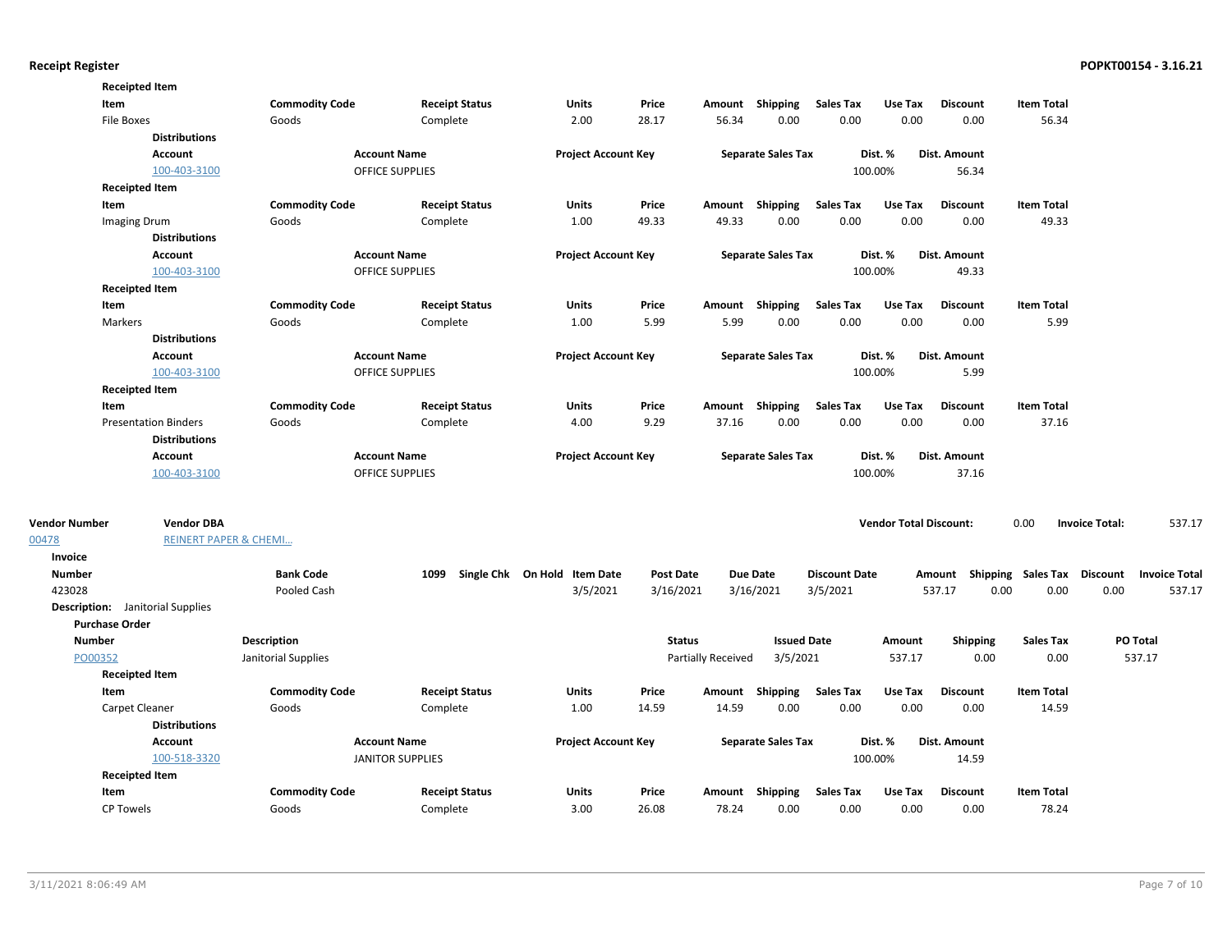**Receipted Item**

| Item | Commodity Code | Receipt Status | Units | Price | Amount | Shipping | Sales Tax | Use Tax | Discount | Item Total |
|---|---|---|---|---|---|---|---|---|---|---|
| File Boxes | Goods | Complete | 2.00 | 28.17 | 56.34 | 0.00 | 0.00 | 0.00 | 0.00 | 56.34 |

**Distributions**

| Account | Account Name | Project Account Key | Separate Sales Tax | Dist. % | Dist. Amount |
|---|---|---|---|---|---|
| 100-403-3100 | OFFICE SUPPLIES | | | 100.00% | 56.34 |

**Receipted Item**

| Item | Commodity Code | Receipt Status | Units | Price | Amount | Shipping | Sales Tax | Use Tax | Discount | Item Total |
|---|---|---|---|---|---|---|---|---|---|---|
| Imaging Drum | Goods | Complete | 1.00 | 49.33 | 49.33 | 0.00 | 0.00 | 0.00 | 0.00 | 49.33 |

**Distributions**

| Account | Account Name | Project Account Key | Separate Sales Tax | Dist. % | Dist. Amount |
|---|---|---|---|---|---|
| 100-403-3100 | OFFICE SUPPLIES | | | 100.00% | 49.33 |

**Receipted Item**

| Item | Commodity Code | Receipt Status | Units | Price | Amount | Shipping | Sales Tax | Use Tax | Discount | Item Total |
|---|---|---|---|---|---|---|---|---|---|---|
| Markers | Goods | Complete | 1.00 | 5.99 | 5.99 | 0.00 | 0.00 | 0.00 | 0.00 | 5.99 |

**Distributions**

| Account | Account Name | Project Account Key | Separate Sales Tax | Dist. % | Dist. Amount |
|---|---|---|---|---|---|
| 100-403-3100 | OFFICE SUPPLIES | | | 100.00% | 5.99 |

**Receipted Item**

| Item | Commodity Code | Receipt Status | Units | Price | Amount | Shipping | Sales Tax | Use Tax | Discount | Item Total |
|---|---|---|---|---|---|---|---|---|---|---|
| Presentation Binders | Goods | Complete | 4.00 | 9.29 | 37.16 | 0.00 | 0.00 | 0.00 | 0.00 | 37.16 |

**Distributions**

| Account | Account Name | Project Account Key | Separate Sales Tax | Dist. % | Dist. Amount |
|---|---|---|---|---|---|
| 100-403-3100 | OFFICE SUPPLIES | | | 100.00% | 37.16 |

| Vendor Number | Vendor DBA | Vendor Total Discount: | Invoice Total: |
|---|---|---|---|
| 00478 | REINERT PAPER & CHEMI... | 0.00 | 537.17 |

**Invoice**

| Number | Bank Code | 1099 | Single Chk | On Hold | Item Date | Post Date | Due Date | Discount Date | Amount | Shipping | Sales Tax | Discount | Invoice Total |
|---|---|---|---|---|---|---|---|---|---|---|---|---|---|
| 423028 | Pooled Cash | | | | 3/5/2021 | 3/16/2021 | 3/16/2021 | 3/5/2021 | 537.17 | 0.00 | 0.00 | 0.00 | 537.17 |

**Description:** Janitorial Supplies

**Purchase Order**

| Number | Description | Status | Issued Date | Amount | Shipping | Sales Tax | PO Total |
|---|---|---|---|---|---|---|---|
| PO00352 | Janitorial Supplies | Partially Received | 3/5/2021 | 537.17 | 0.00 | 0.00 | 537.17 |

**Receipted Item**

| Item | Commodity Code | Receipt Status | Units | Price | Amount | Shipping | Sales Tax | Use Tax | Discount | Item Total |
|---|---|---|---|---|---|---|---|---|---|---|
| Carpet Cleaner | Goods | Complete | 1.00 | 14.59 | 14.59 | 0.00 | 0.00 | 0.00 | 0.00 | 14.59 |

**Distributions**

| Account | Account Name | Project Account Key | Separate Sales Tax | Dist. % | Dist. Amount |
|---|---|---|---|---|---|
| 100-518-3320 | JANITOR SUPPLIES | | | 100.00% | 14.59 |

**Receipted Item**

| Item | Commodity Code | Receipt Status | Units | Price | Amount | Shipping | Sales Tax | Use Tax | Discount | Item Total |
|---|---|---|---|---|---|---|---|---|---|---|
| CP Towels | Goods | Complete | 3.00 | 26.08 | 78.24 | 0.00 | 0.00 | 0.00 | 0.00 | 78.24 |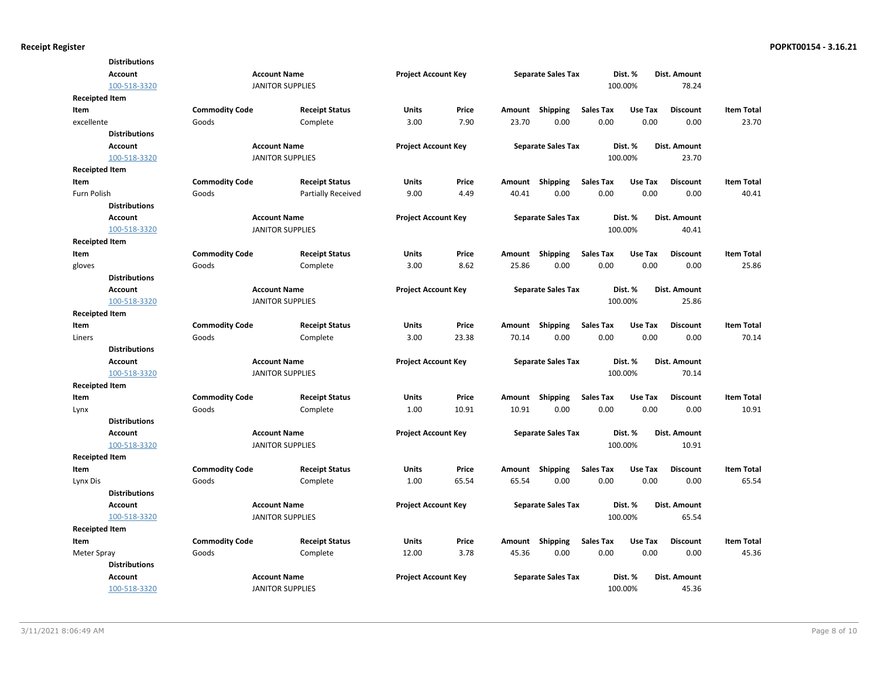**Distributions**

| Account | Account Name | Project Account Key | Separate Sales Tax | Dist. % | Dist. Amount |
|---|---|---|---|---|---|
| 100-518-3320 | JANITOR SUPPLIES | | | 100.00% | 78.24 |

**Receipted Item**

| Item | Commodity Code | Receipt Status | Units | Price | Amount | Shipping | Sales Tax | Use Tax | Discount | Item Total |
|---|---|---|---|---|---|---|---|---|---|---|
| excellente | Goods | Complete | 3.00 | 7.90 | 23.70 | 0.00 | 0.00 | 0.00 | 0.00 | 23.70 |

**Distributions**

| Account | Account Name | Project Account Key | Separate Sales Tax | Dist. % | Dist. Amount |
|---|---|---|---|---|---|
| 100-518-3320 | JANITOR SUPPLIES | | | 100.00% | 23.70 |

**Receipted Item**

| Item | Commodity Code | Receipt Status | Units | Price | Amount | Shipping | Sales Tax | Use Tax | Discount | Item Total |
|---|---|---|---|---|---|---|---|---|---|---|
| Furn Polish | Goods | Partially Received | 9.00 | 4.49 | 40.41 | 0.00 | 0.00 | 0.00 | 0.00 | 40.41 |

**Distributions**

| Account | Account Name | Project Account Key | Separate Sales Tax | Dist. % | Dist. Amount |
|---|---|---|---|---|---|
| 100-518-3320 | JANITOR SUPPLIES | | | 100.00% | 40.41 |

**Receipted Item**

| Item | Commodity Code | Receipt Status | Units | Price | Amount | Shipping | Sales Tax | Use Tax | Discount | Item Total |
|---|---|---|---|---|---|---|---|---|---|---|
| gloves | Goods | Complete | 3.00 | 8.62 | 25.86 | 0.00 | 0.00 | 0.00 | 0.00 | 25.86 |

**Distributions**

| Account | Account Name | Project Account Key | Separate Sales Tax | Dist. % | Dist. Amount |
|---|---|---|---|---|---|
| 100-518-3320 | JANITOR SUPPLIES | | | 100.00% | 25.86 |

**Receipted Item**

| Item | Commodity Code | Receipt Status | Units | Price | Amount | Shipping | Sales Tax | Use Tax | Discount | Item Total |
|---|---|---|---|---|---|---|---|---|---|---|
| Liners | Goods | Complete | 3.00 | 23.38 | 70.14 | 0.00 | 0.00 | 0.00 | 0.00 | 70.14 |

**Distributions**

| Account | Account Name | Project Account Key | Separate Sales Tax | Dist. % | Dist. Amount |
|---|---|---|---|---|---|
| 100-518-3320 | JANITOR SUPPLIES | | | 100.00% | 70.14 |

**Receipted Item**

| Item | Commodity Code | Receipt Status | Units | Price | Amount | Shipping | Sales Tax | Use Tax | Discount | Item Total |
|---|---|---|---|---|---|---|---|---|---|---|
| Lynx | Goods | Complete | 1.00 | 10.91 | 10.91 | 0.00 | 0.00 | 0.00 | 0.00 | 10.91 |

**Distributions**

| Account | Account Name | Project Account Key | Separate Sales Tax | Dist. % | Dist. Amount |
|---|---|---|---|---|---|
| 100-518-3320 | JANITOR SUPPLIES | | | 100.00% | 10.91 |

**Receipted Item**

| Item | Commodity Code | Receipt Status | Units | Price | Amount | Shipping | Sales Tax | Use Tax | Discount | Item Total |
|---|---|---|---|---|---|---|---|---|---|---|
| Lynx Dis | Goods | Complete | 1.00 | 65.54 | 65.54 | 0.00 | 0.00 | 0.00 | 0.00 | 65.54 |

**Distributions**

| Account | Account Name | Project Account Key | Separate Sales Tax | Dist. % | Dist. Amount |
|---|---|---|---|---|---|
| 100-518-3320 | JANITOR SUPPLIES | | | 100.00% | 65.54 |

**Receipted Item**

| Item | Commodity Code | Receipt Status | Units | Price | Amount | Shipping | Sales Tax | Use Tax | Discount | Item Total |
|---|---|---|---|---|---|---|---|---|---|---|
| Meter Spray | Goods | Complete | 12.00 | 3.78 | 45.36 | 0.00 | 0.00 | 0.00 | 0.00 | 45.36 |

**Distributions**

| Account | Account Name | Project Account Key | Separate Sales Tax | Dist. % | Dist. Amount |
|---|---|---|---|---|---|
| 100-518-3320 | JANITOR SUPPLIES | | | 100.00% | 45.36 |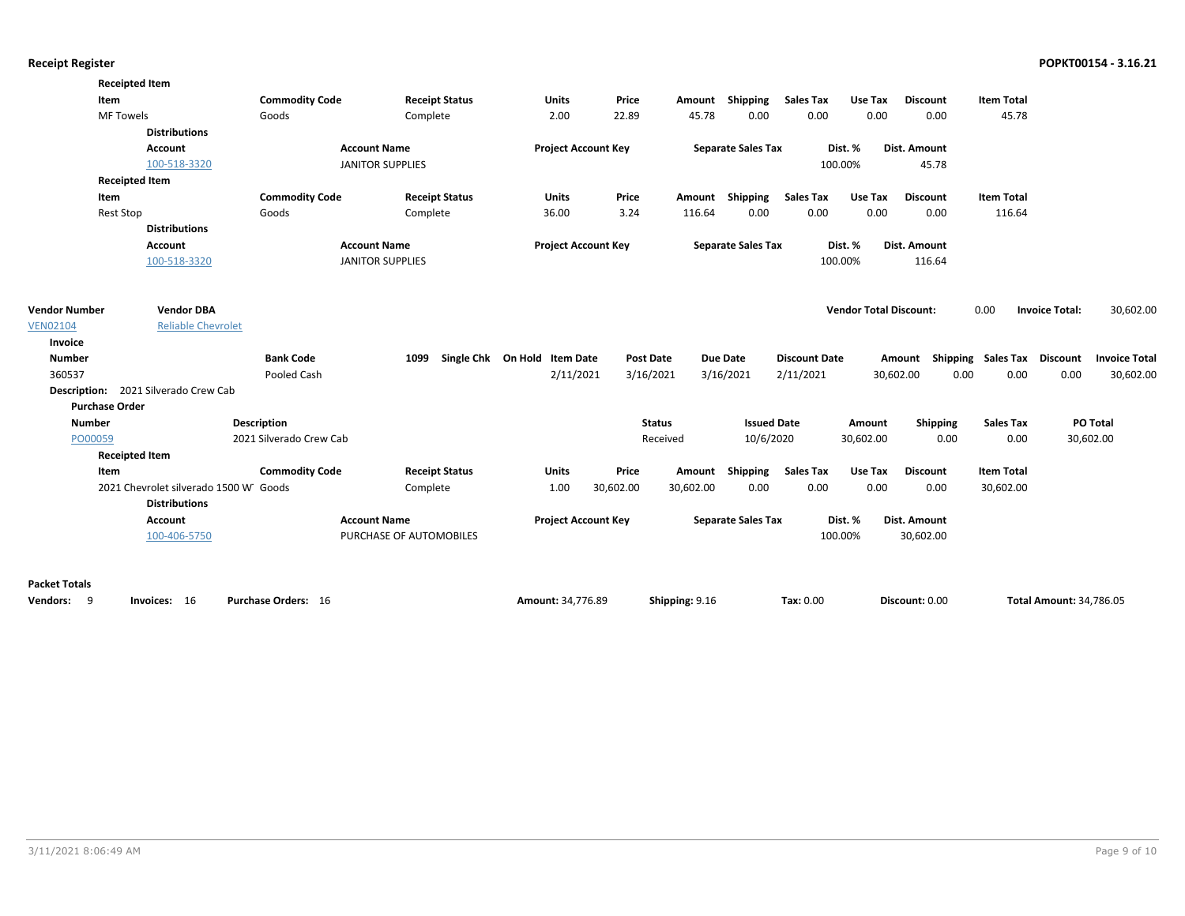**Receipt Register** — **POPKT00154 - 3.16.21**

**Receipted Item**

| Item | Commodity Code | Receipt Status | Units | Price | Amount | Shipping | Sales Tax | Use Tax | Discount | Item Total |
|---|---|---|---|---|---|---|---|---|---|---|
| MF Towels | Goods | Complete | 2.00 | 22.89 | 45.78 | 0.00 | 0.00 | 0.00 | 0.00 | 45.78 |

**Distributions**

| Account | Account Name | Project Account Key | Separate Sales Tax | Dist. % | Dist. Amount |
|---|---|---|---|---|---|
| 100-518-3320 | JANITOR SUPPLIES | | | 100.00% | 45.78 |

**Receipted Item**

| Item | Commodity Code | Receipt Status | Units | Price | Amount | Shipping | Sales Tax | Use Tax | Discount | Item Total |
|---|---|---|---|---|---|---|---|---|---|---|
| Rest Stop | Goods | Complete | 36.00 | 3.24 | 116.64 | 0.00 | 0.00 | 0.00 | 0.00 | 116.64 |

**Distributions**

| Account | Account Name | Project Account Key | Separate Sales Tax | Dist. % | Dist. Amount |
|---|---|---|---|---|---|
| 100-518-3320 | JANITOR SUPPLIES | | | 100.00% | 116.64 |

| Vendor Number | Vendor DBA | Vendor Total Discount: | Invoice Total: |
|---|---|---|---|
| VEN02104 | Reliable Chevrolet | 0.00 | 30,602.00 |

**Invoice**

| Number | Bank Code | 1099 | Single Chk | On Hold | Item Date | Post Date | Due Date | Discount Date | Amount | Shipping | Sales Tax | Discount | Invoice Total |
|---|---|---|---|---|---|---|---|---|---|---|---|---|---|
| 360537 | Pooled Cash | | | | 2/11/2021 | 3/16/2021 | 3/16/2021 | 2/11/2021 | 30,602.00 | 0.00 | 0.00 | 0.00 | 30,602.00 |

**Description:** 2021 Silverado Crew Cab

**Purchase Order**

| Number | Description | Status | Issued Date | Amount | Shipping | Sales Tax | PO Total |
|---|---|---|---|---|---|---|---|
| PO00059 | 2021 Silverado Crew Cab | Received | 10/6/2020 | 30,602.00 | 0.00 | 0.00 | 30,602.00 |

**Receipted Item**

| Item | Commodity Code | Receipt Status | Units | Price | Amount | Shipping | Sales Tax | Use Tax | Discount | Item Total |
|---|---|---|---|---|---|---|---|---|---|---|
| 2021 Chevrolet silverado 1500 W | Goods | Complete | 1.00 | 30,602.00 | 30,602.00 | 0.00 | 0.00 | 0.00 | 0.00 | 30,602.00 |

**Distributions**

| Account | Account Name | Project Account Key | Separate Sales Tax | Dist. % | Dist. Amount |
|---|---|---|---|---|---|
| 100-406-5750 | PURCHASE OF AUTOMOBILES | | | 100.00% | 30,602.00 |

**Packet Totals**

| Vendors: | Invoices: | Purchase Orders: | Amount: | Shipping: | Tax: | Discount: | Total Amount: |
|---|---|---|---|---|---|---|---|
| 9 | 16 | 16 | 34,776.89 | 9.16 | 0.00 | 0.00 | 34,786.05 |

3/11/2021 8:06:49 AM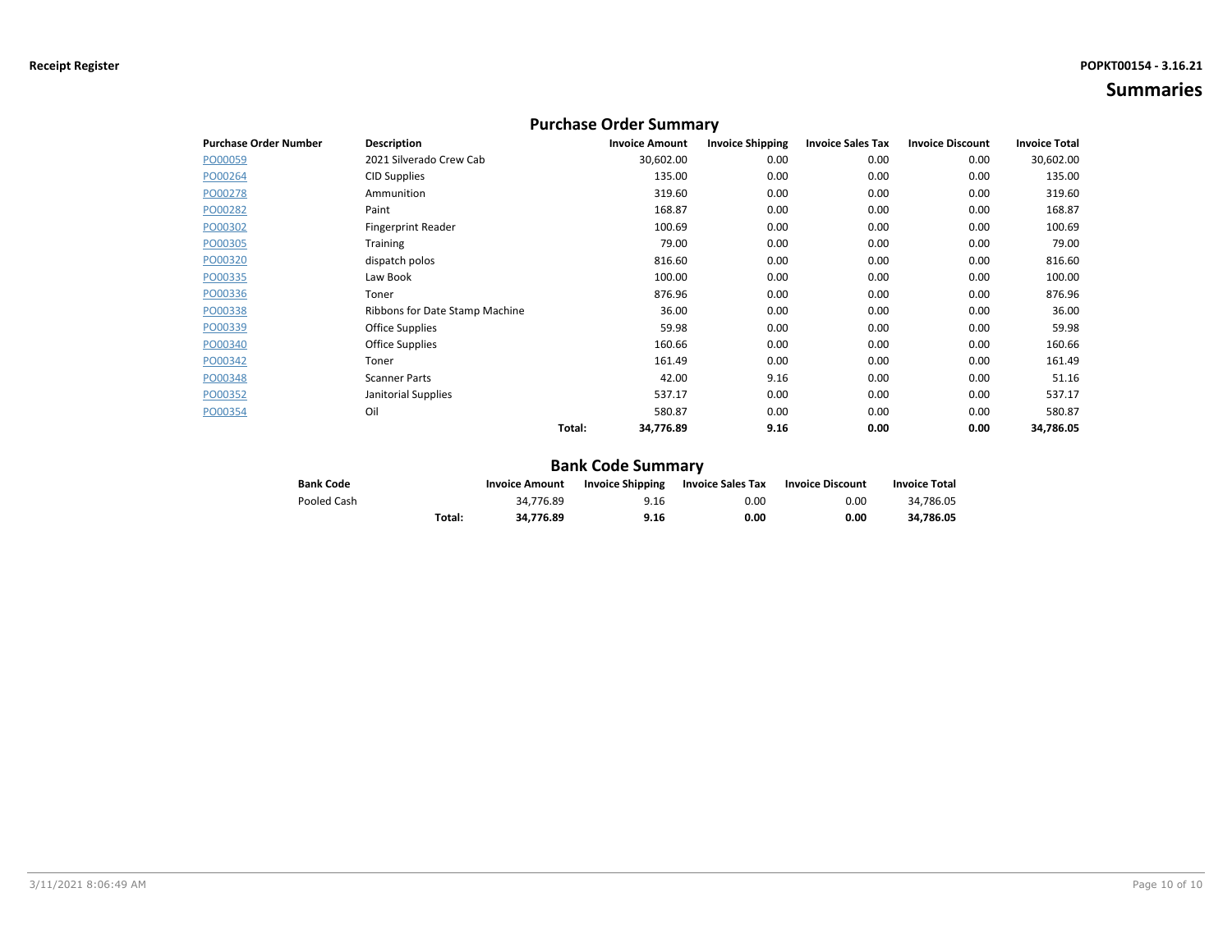Receipt Register

POPKT00154 - 3.16.21

# Summaries

## Purchase Order Summary

| Purchase Order Number | Description | | Invoice Amount | Invoice Shipping | Invoice Sales Tax | Invoice Discount | Invoice Total |
|---|---|---|---|---|---|---|---|
| PO00059 | 2021 Silverado Crew Cab | | 30,602.00 | 0.00 | 0.00 | 0.00 | 30,602.00 |
| PO00264 | CID Supplies | | 135.00 | 0.00 | 0.00 | 0.00 | 135.00 |
| PO00278 | Ammunition | | 319.60 | 0.00 | 0.00 | 0.00 | 319.60 |
| PO00282 | Paint | | 168.87 | 0.00 | 0.00 | 0.00 | 168.87 |
| PO00302 | Fingerprint Reader | | 100.69 | 0.00 | 0.00 | 0.00 | 100.69 |
| PO00305 | Training | | 79.00 | 0.00 | 0.00 | 0.00 | 79.00 |
| PO00320 | dispatch polos | | 816.60 | 0.00 | 0.00 | 0.00 | 816.60 |
| PO00335 | Law Book | | 100.00 | 0.00 | 0.00 | 0.00 | 100.00 |
| PO00336 | Toner | | 876.96 | 0.00 | 0.00 | 0.00 | 876.96 |
| PO00338 | Ribbons for Date Stamp Machine | | 36.00 | 0.00 | 0.00 | 0.00 | 36.00 |
| PO00339 | Office Supplies | | 59.98 | 0.00 | 0.00 | 0.00 | 59.98 |
| PO00340 | Office Supplies | | 160.66 | 0.00 | 0.00 | 0.00 | 160.66 |
| PO00342 | Toner | | 161.49 | 0.00 | 0.00 | 0.00 | 161.49 |
| PO00348 | Scanner Parts | | 42.00 | 9.16 | 0.00 | 0.00 | 51.16 |
| PO00352 | Janitorial Supplies | | 537.17 | 0.00 | 0.00 | 0.00 | 537.17 |
| PO00354 | Oil | | 580.87 | 0.00 | 0.00 | 0.00 | 580.87 |
| | | **Total:** | **34,776.89** | **9.16** | **0.00** | **0.00** | **34,786.05** |

## Bank Code Summary

| Bank Code | | Invoice Amount | Invoice Shipping | Invoice Sales Tax | Invoice Discount | Invoice Total |
|---|---|---|---|---|---|---|
| Pooled Cash | | 34,776.89 | 9.16 | 0.00 | 0.00 | 34,786.05 |
| | **Total:** | **34,776.89** | **9.16** | **0.00** | **0.00** | **34,786.05** |

3/11/2021 8:06:49 AM